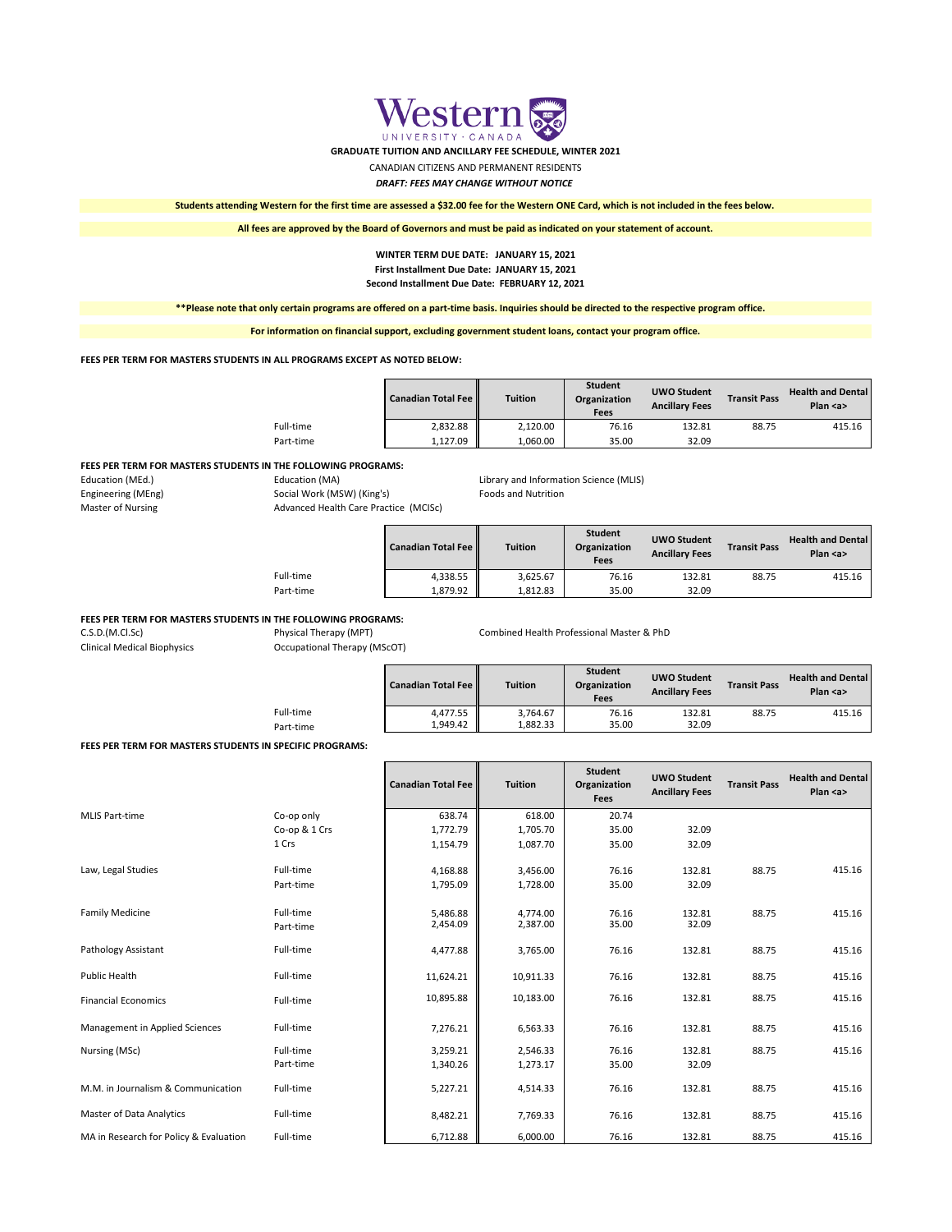# Western University · Canada

**GRADUATE TUITION AND ANCILLARY FEE SCHEDULE, WINTER 2021**

CANADIAN CITIZENS AND PERMANENT RESIDENTS

***DRAFT: FEES MAY CHANGE WITHOUT NOTICE***

**Students attending Western for the first time are assessed a $32.00 fee for the Western ONE Card, which is not included in the fees below.**

**All fees are approved by the Board of Governors and must be paid as indicated on your statement of account.**

**WINTER TERM DUE DATE: JANUARY 15, 2021**
**First Installment Due Date: JANUARY 15, 2021**
**Second Installment Due Date: FEBRUARY 12, 2021**

**\*\*Please note that only certain programs are offered on a part-time basis. Inquiries should be directed to the respective program office.**

**For information on financial support, excluding government student loans, contact your program office.**

**FEES PER TERM FOR MASTERS STUDENTS IN ALL PROGRAMS EXCEPT AS NOTED BELOW:**

| | Canadian Total Fee | Tuition | Student Organization Fees | UWO Student Ancillary Fees | Transit Pass | Health and Dental Plan <a> |
|---|---|---|---|---|---|---|
| Full-time | 2,832.88 | 2,120.00 | 76.16 | 132.81 | 88.75 | 415.16 |
| Part-time | 1,127.09 | 1,060.00 | 35.00 | 32.09 | | |

**FEES PER TERM FOR MASTERS STUDENTS IN THE FOLLOWING PROGRAMS:**

Education (MEd.), Education (MA), Library and Information Science (MLIS), Engineering (MEng), Social Work (MSW) (King's), Foods and Nutrition, Master of Nursing, Advanced Health Care Practice (MClSc)

| | Canadian Total Fee | Tuition | Student Organization Fees | UWO Student Ancillary Fees | Transit Pass | Health and Dental Plan <a> |
|---|---|---|---|---|---|---|
| Full-time | 4,338.55 | 3,625.67 | 76.16 | 132.81 | 88.75 | 415.16 |
| Part-time | 1,879.92 | 1,812.83 | 35.00 | 32.09 | | |

**FEES PER TERM FOR MASTERS STUDENTS IN THE FOLLOWING PROGRAMS:**

C.S.D.(M.Cl.Sc), Physical Therapy (MPT), Combined Health Professional Master & PhD, Clinical Medical Biophysics, Occupational Therapy (MScOT)

| | Canadian Total Fee | Tuition | Student Organization Fees | UWO Student Ancillary Fees | Transit Pass | Health and Dental Plan <a> |
|---|---|---|---|---|---|---|
| Full-time | 4,477.55 | 3,764.67 | 76.16 | 132.81 | 88.75 | 415.16 |
| Part-time | 1,949.42 | 1,882.33 | 35.00 | 32.09 | | |

**FEES PER TERM FOR MASTERS STUDENTS IN SPECIFIC PROGRAMS:**

| Program | | Canadian Total Fee | Tuition | Student Organization Fees | UWO Student Ancillary Fees | Transit Pass | Health and Dental Plan <a> |
|---|---|---|---|---|---|---|---|
| MLIS Part-time | Co-op only | 638.74 | 618.00 | 20.74 | | | |
| | Co-op & 1 Crs | 1,772.79 | 1,705.70 | 35.00 | 32.09 | | |
| | 1 Crs | 1,154.79 | 1,087.70 | 35.00 | 32.09 | | |
| Law, Legal Studies | Full-time | 4,168.88 | 3,456.00 | 76.16 | 132.81 | 88.75 | 415.16 |
| | Part-time | 1,795.09 | 1,728.00 | 35.00 | 32.09 | | |
| Family Medicine | Full-time | 5,486.88 | 4,774.00 | 76.16 | 132.81 | 88.75 | 415.16 |
| | Part-time | 2,454.09 | 2,387.00 | 35.00 | 32.09 | | |
| Pathology Assistant | Full-time | 4,477.88 | 3,765.00 | 76.16 | 132.81 | 88.75 | 415.16 |
| Public Health | Full-time | 11,624.21 | 10,911.33 | 76.16 | 132.81 | 88.75 | 415.16 |
| Financial Economics | Full-time | 10,895.88 | 10,183.00 | 76.16 | 132.81 | 88.75 | 415.16 |
| Management in Applied Sciences | Full-time | 7,276.21 | 6,563.33 | 76.16 | 132.81 | 88.75 | 415.16 |
| Nursing (MSc) | Full-time | 3,259.21 | 2,546.33 | 76.16 | 132.81 | 88.75 | 415.16 |
| | Part-time | 1,340.26 | 1,273.17 | 35.00 | 32.09 | | |
| M.M. in Journalism & Communication | Full-time | 5,227.21 | 4,514.33 | 76.16 | 132.81 | 88.75 | 415.16 |
| Master of Data Analytics | Full-time | 8,482.21 | 7,769.33 | 76.16 | 132.81 | 88.75 | 415.16 |
| MA in Research for Policy & Evaluation | Full-time | 6,712.88 | 6,000.00 | 76.16 | 132.81 | 88.75 | 415.16 |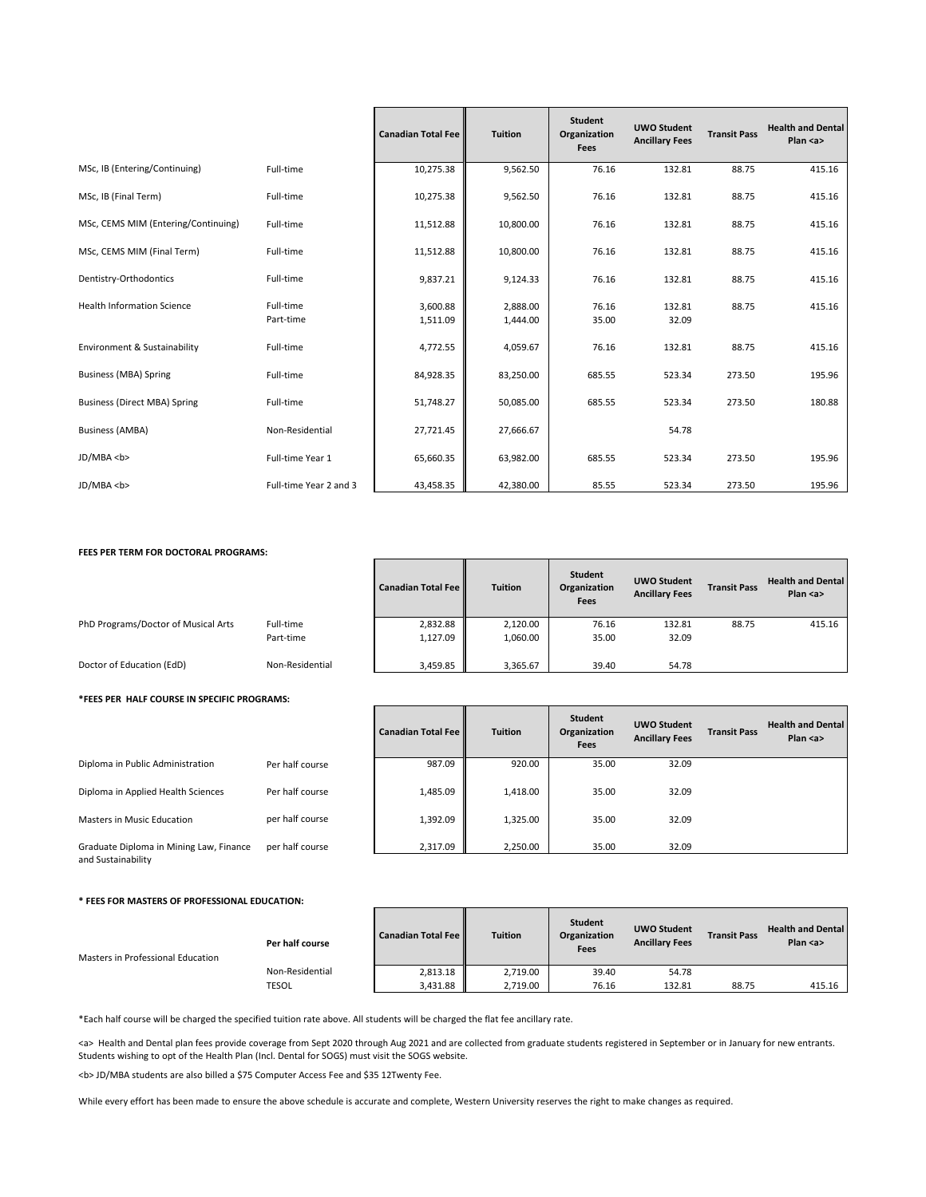| | | Canadian Total Fee | Tuition | Student Organization Fees | UWO Student Ancillary Fees | Transit Pass | Health and Dental Plan <a> |
|---|---|---|---|---|---|---|---|
| MSc, IB (Entering/Continuing) | Full-time | 10,275.38 | 9,562.50 | 76.16 | 132.81 | 88.75 | 415.16 |
| MSc, IB (Final Term) | Full-time | 10,275.38 | 9,562.50 | 76.16 | 132.81 | 88.75 | 415.16 |
| MSc, CEMS MIM (Entering/Continuing) | Full-time | 11,512.88 | 10,800.00 | 76.16 | 132.81 | 88.75 | 415.16 |
| MSc, CEMS MIM (Final Term) | Full-time | 11,512.88 | 10,800.00 | 76.16 | 132.81 | 88.75 | 415.16 |
| Dentistry-Orthodontics | Full-time | 9,837.21 | 9,124.33 | 76.16 | 132.81 | 88.75 | 415.16 |
| Health Information Science | Full-time | 3,600.88 | 2,888.00 | 76.16 | 132.81 | 88.75 | 415.16 |
| | Part-time | 1,511.09 | 1,444.00 | 35.00 | 32.09 | | |
| Environment & Sustainability | Full-time | 4,772.55 | 4,059.67 | 76.16 | 132.81 | 88.75 | 415.16 |
| Business (MBA) Spring | Full-time | 84,928.35 | 83,250.00 | 685.55 | 523.34 | 273.50 | 195.96 |
| Business (Direct MBA) Spring | Full-time | 51,748.27 | 50,085.00 | 685.55 | 523.34 | 273.50 | 180.88 |
| Business (AMBA) | Non-Residential | 27,721.45 | 27,666.67 | | 54.78 | | |
| JD/MBA <b> | Full-time Year 1 | 65,660.35 | 63,982.00 | 685.55 | 523.34 | 273.50 | 195.96 |
| JD/MBA <b> | Full-time Year 2 and 3 | 43,458.35 | 42,380.00 | 85.55 | 523.34 | 273.50 | 195.96 |

**FEES PER TERM FOR DOCTORAL PROGRAMS:**

| | | Canadian Total Fee | Tuition | Student Organization Fees | UWO Student Ancillary Fees | Transit Pass | Health and Dental Plan <a> |
|---|---|---|---|---|---|---|---|
| PhD Programs/Doctor of Musical Arts | Full-time | 2,832.88 | 2,120.00 | 76.16 | 132.81 | 88.75 | 415.16 |
| | Part-time | 1,127.09 | 1,060.00 | 35.00 | 32.09 | | |
| Doctor of Education (EdD) | Non-Residential | 3,459.85 | 3,365.67 | 39.40 | 54.78 | | |

**\*FEES PER HALF COURSE IN SPECIFIC PROGRAMS:**

| | | Canadian Total Fee | Tuition | Student Organization Fees | UWO Student Ancillary Fees | Transit Pass | Health and Dental Plan <a> |
|---|---|---|---|---|---|---|---|
| Diploma in Public Administration | Per half course | 987.09 | 920.00 | 35.00 | 32.09 | | |
| Diploma in Applied Health Sciences | Per half course | 1,485.09 | 1,418.00 | 35.00 | 32.09 | | |
| Masters in Music Education | per half course | 1,392.09 | 1,325.00 | 35.00 | 32.09 | | |
| Graduate Diploma in Mining Law, Finance and Sustainability | per half course | 2,317.09 | 2,250.00 | 35.00 | 32.09 | | |

**\* FEES FOR MASTERS OF PROFESSIONAL EDUCATION:**

| | Per half course | Canadian Total Fee | Tuition | Student Organization Fees | UWO Student Ancillary Fees | Transit Pass | Health and Dental Plan <a> |
|---|---|---|---|---|---|---|---|
| Masters in Professional Education | Non-Residential | 2,813.18 | 2,719.00 | 39.40 | 54.78 | | |
| | TESOL | 3,431.88 | 2,719.00 | 76.16 | 132.81 | 88.75 | 415.16 |

*Each half course will be charged the specified tuition rate above. All students will be charged the flat fee ancillary rate.

<a> Health and Dental plan fees provide coverage from Sept 2020 through Aug 2021 and are collected from graduate students registered in September or in January for new entrants. Students wishing to opt of the Health Plan (Incl. Dental for SOGS) must visit the SOGS website.

<b> JD/MBA students are also billed a $75 Computer Access Fee and $35 12Twenty Fee.

While every effort has been made to ensure the above schedule is accurate and complete, Western University reserves the right to make changes as required.